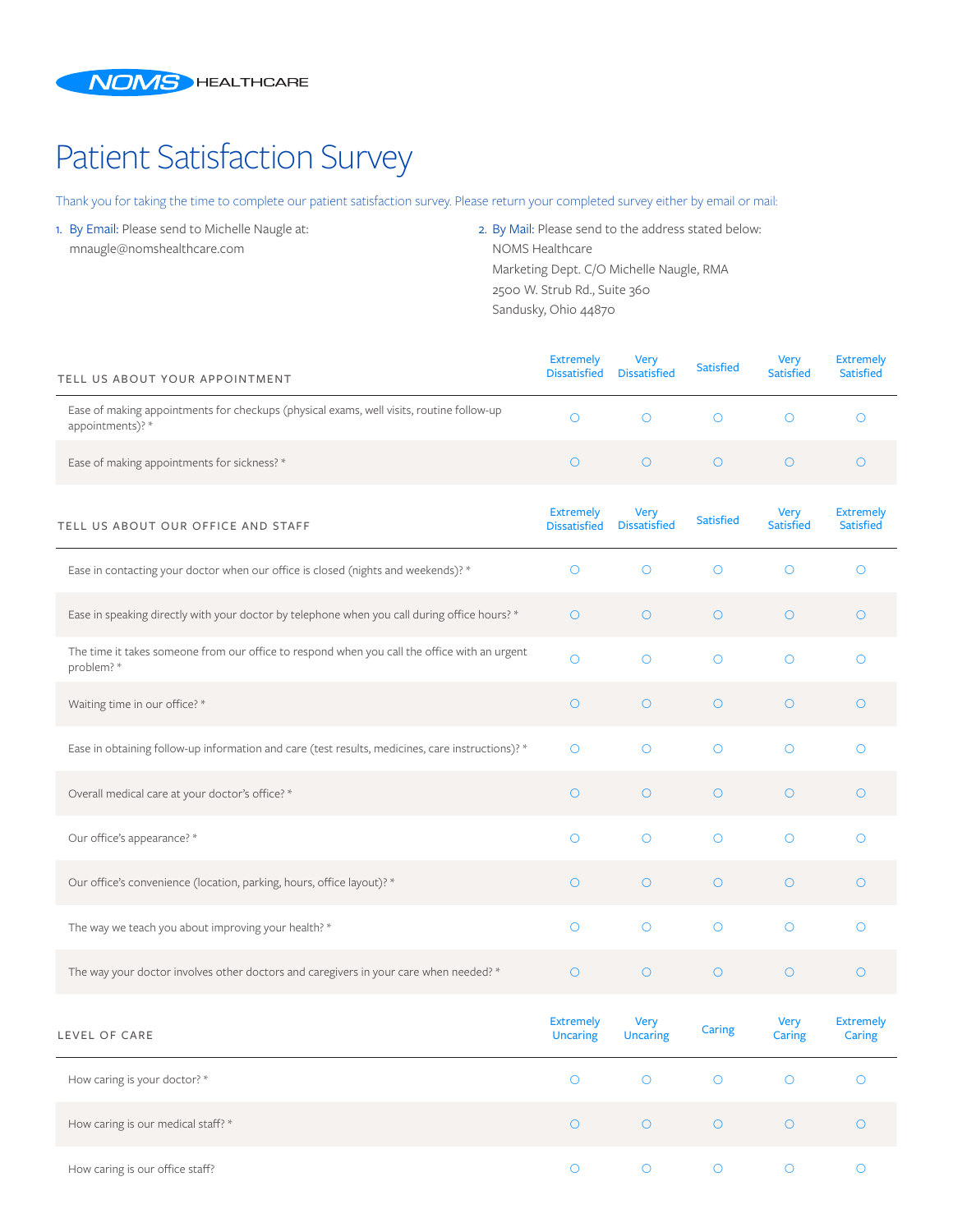NOMS HEALTHCARE

# Patient Satisfaction Survey

Thank you for taking the time to complete our patient satisfaction survey. Please return your completed survey either by email or mail:

1. By Email: Please send to Michelle Naugle at: mnaugle@nomshealthcare.com

2. By Mail: Please send to the address stated below:
   NOMS Healthcare
   Marketing Dept. C/O Michelle Naugle, RMA
   2500 W. Strub Rd., Suite 360
   Sandusky, Ohio 44870

| TELL US ABOUT YOUR APPOINTMENT | Extremely Dissatisfied | Very Dissatisfied | Satisfied | Very Satisfied | Extremely Satisfied |
|---|---|---|---|---|---|
| Ease of making appointments for checkups (physical exams, well visits, routine follow-up appointments)? * | ○ | ○ | ○ | ○ | ○ |
| Ease of making appointments for sickness? * | ○ | ○ | ○ | ○ | ○ |

| TELL US ABOUT OUR OFFICE AND STAFF | Extremely Dissatisfied | Very Dissatisfied | Satisfied | Very Satisfied | Extremely Satisfied |
|---|---|---|---|---|---|
| Ease in contacting your doctor when our office is closed (nights and weekends)? * | ○ | ○ | ○ | ○ | ○ |
| Ease in speaking directly with your doctor by telephone when you call during office hours? * | ○ | ○ | ○ | ○ | ○ |
| The time it takes someone from our office to respond when you call the office with an urgent problem? * | ○ | ○ | ○ | ○ | ○ |
| Waiting time in our office? * | ○ | ○ | ○ | ○ | ○ |
| Ease in obtaining follow-up information and care (test results, medicines, care instructions)? * | ○ | ○ | ○ | ○ | ○ |
| Overall medical care at your doctor's office? * | ○ | ○ | ○ | ○ | ○ |
| Our office's appearance? * | ○ | ○ | ○ | ○ | ○ |
| Our office's convenience (location, parking, hours, office layout)? * | ○ | ○ | ○ | ○ | ○ |
| The way we teach you about improving your health? * | ○ | ○ | ○ | ○ | ○ |
| The way your doctor involves other doctors and caregivers in your care when needed? * | ○ | ○ | ○ | ○ | ○ |

| LEVEL OF CARE | Extremely Uncaring | Very Uncaring | Caring | Very Caring | Extremely Caring |
|---|---|---|---|---|---|
| How caring is your doctor? * | ○ | ○ | ○ | ○ | ○ |
| How caring is our medical staff? * | ○ | ○ | ○ | ○ | ○ |
| How caring is our office staff? | ○ | ○ | ○ | ○ | ○ |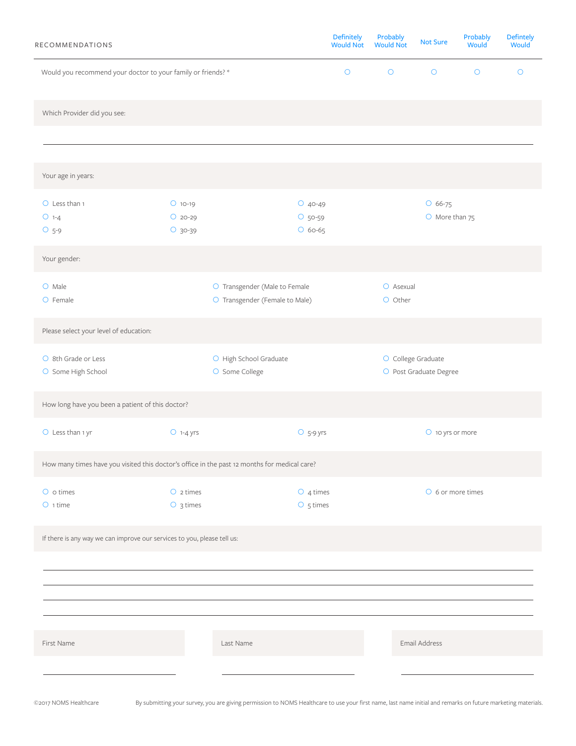| RECOMMENDATIONS | Definitely Would Not | Probably Would Not | Not Sure | Probably Would | Defintely Would |
|---|---|---|---|---|---|
| Would you recommend your doctor to your family or friends? * | ○ | ○ | ○ | ○ | ○ |

Which Provider did you see:

______________________________________________

Your age in years:

- ○ Less than 1
- ○ 1-4
- ○ 5-9
- ○ 10-19
- ○ 20-29
- ○ 30-39
- ○ 40-49
- ○ 50-59
- ○ 60-65
- ○ 66-75
- ○ More than 75

Your gender:

- ○ Male
- ○ Female
- ○ Transgender (Male to Female
- ○ Transgender (Female to Male)
- ○ Asexual
- ○ Other

Please select your level of education:

- ○ 8th Grade or Less
- ○ Some High School
- ○ High School Graduate
- ○ Some College
- ○ College Graduate
- ○ Post Graduate Degree

How long have you been a patient of this doctor?

- ○ Less than 1 yr
- ○ 1-4 yrs
- ○ 5-9 yrs
- ○ 10 yrs or more

How many times have you visited this doctor's office in the past 12 months for medical care?

- ○ 0 times
- ○ 1 time
- ○ 2 times
- ○ 3 times
- ○ 4 times
- ○ 5 times
- ○ 6 or more times

If there is any way we can improve our services to you, please tell us:

______________________________________________

______________________________________________

______________________________________________

______________________________________________

First Name ____________________

Last Name ____________________

Email Address ____________________

©2017 NOMS Healthcare

By submitting your survey, you are giving permission to NOMS Healthcare to use your first name, last name initial and remarks on future marketing materials.